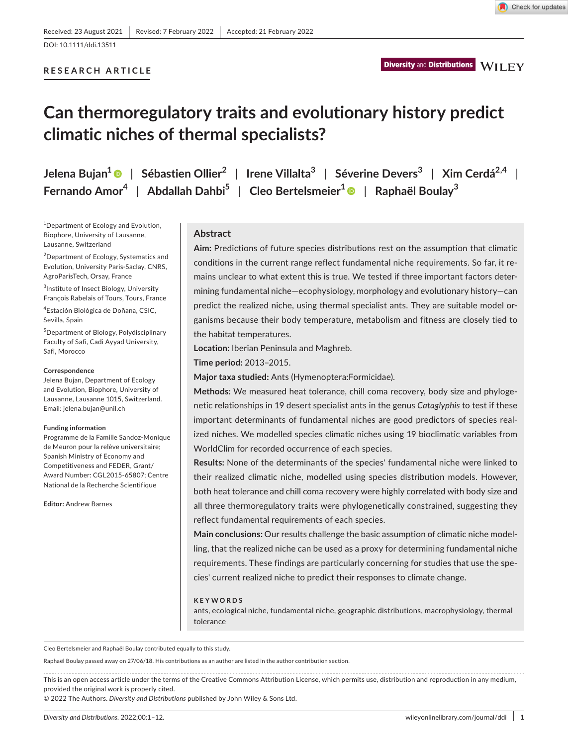Received: 23 August 2021 | Revised: 7 February 2022 | Accepted: 21 February 2022

DOI: 10.1111/ddi.13511

RESEARCH ARTICLE

# Can thermoregulatory traits and evolutionary history predict climatic niches of thermal specialists?

Jelena Bujan[1] | Sébastien Ollier[2] | Irene Villalta[3] | Séverine Devers[3] | Xim Cerdá[2,4] | Fernando Amor[4] | Abdallah Dahbi[5] | Cleo Bertelsmeier[1] | Raphaël Boulay[3]

[1]Department of Ecology and Evolution, Biophore, University of Lausanne, Lausanne, Switzerland

[2]Department of Ecology, Systematics and Evolution, University Paris-Saclay, CNRS, AgroParisTech, Orsay, France

[3]Institute of Insect Biology, University François Rabelais of Tours, Tours, France

[4]Estación Biológica de Doñana, CSIC, Sevilla, Spain

[5]Department of Biology, Polydisciplinary Faculty of Safi, Cadi Ayyad University, Safi, Morocco

**Correspondence**
Jelena Bujan, Department of Ecology and Evolution, Biophore, University of Lausanne, Lausanne 1015, Switzerland.
Email: jelena.bujan@unil.ch

**Funding information**
Programme de la Famille Sandoz-Monique de Meuron pour la relève universitaire; Spanish Ministry of Economy and Competitiveness and FEDER, Grant/Award Number: CGL2015-65807; Centre National de la Recherche Scientifique

**Editor:** Andrew Barnes

## Abstract

**Aim:** Predictions of future species distributions rest on the assumption that climatic conditions in the current range reflect fundamental niche requirements. So far, it remains unclear to what extent this is true. We tested if three important factors determining fundamental niche—ecophysiology, morphology and evolutionary history—can predict the realized niche, using thermal specialist ants. They are suitable model organisms because their body temperature, metabolism and fitness are closely tied to the habitat temperatures.

**Location:** Iberian Peninsula and Maghreb.

**Time period:** 2013–2015.

**Major taxa studied:** Ants (Hymenoptera:Formicidae).

**Methods:** We measured heat tolerance, chill coma recovery, body size and phylogenetic relationships in 19 desert specialist ants in the genus *Cataglyphis* to test if these important determinants of fundamental niches are good predictors of species realized niches. We modelled species climatic niches using 19 bioclimatic variables from WorldClim for recorded occurrence of each species.

**Results:** None of the determinants of the species' fundamental niche were linked to their realized climatic niche, modelled using species distribution models. However, both heat tolerance and chill coma recovery were highly correlated with body size and all three thermoregulatory traits were phylogenetically constrained, suggesting they reflect fundamental requirements of each species.

**Main conclusions:** Our results challenge the basic assumption of climatic niche modelling, that the realized niche can be used as a proxy for determining fundamental niche requirements. These findings are particularly concerning for studies that use the species' current realized niche to predict their responses to climate change.

**KEYWORDS**

ants, ecological niche, fundamental niche, geographic distributions, macrophysiology, thermal tolerance

---

Cleo Bertelsmeier and Raphaël Boulay contributed equally to this study.

Raphaël Boulay passed away on 27/06/18. His contributions as an author are listed in the author contribution section.

This is an open access article under the terms of the Creative Commons Attribution License, which permits use, distribution and reproduction in any medium, provided the original work is properly cited.
© 2022 The Authors. *Diversity and Distributions* published by John Wiley & Sons Ltd.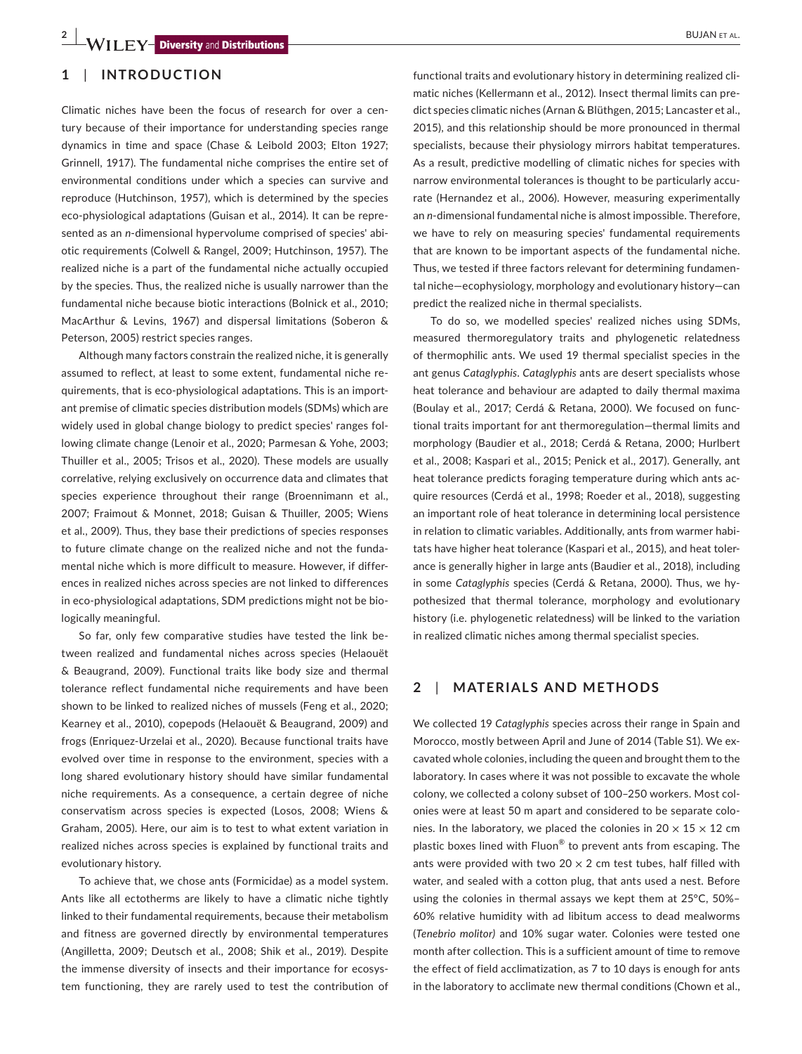## 1 | INTRODUCTION

Climatic niches have been the focus of research for over a century because of their importance for understanding species range dynamics in time and space (Chase & Leibold 2003; Elton 1927; Grinnell, 1917). The fundamental niche comprises the entire set of environmental conditions under which a species can survive and reproduce (Hutchinson, 1957), which is determined by the species eco-physiological adaptations (Guisan et al., 2014). It can be represented as an *n*-dimensional hypervolume comprised of species' abiotic requirements (Colwell & Rangel, 2009; Hutchinson, 1957). The realized niche is a part of the fundamental niche actually occupied by the species. Thus, the realized niche is usually narrower than the fundamental niche because biotic interactions (Bolnick et al., 2010; MacArthur & Levins, 1967) and dispersal limitations (Soberon & Peterson, 2005) restrict species ranges.

Although many factors constrain the realized niche, it is generally assumed to reflect, at least to some extent, fundamental niche requirements, that is eco-physiological adaptations. This is an important premise of climatic species distribution models (SDMs) which are widely used in global change biology to predict species' ranges following climate change (Lenoir et al., 2020; Parmesan & Yohe, 2003; Thuiller et al., 2005; Trisos et al., 2020). These models are usually correlative, relying exclusively on occurrence data and climates that species experience throughout their range (Broennimann et al., 2007; Fraimout & Monnet, 2018; Guisan & Thuiller, 2005; Wiens et al., 2009). Thus, they base their predictions of species responses to future climate change on the realized niche and not the fundamental niche which is more difficult to measure. However, if differences in realized niches across species are not linked to differences in eco-physiological adaptations, SDM predictions might not be biologically meaningful.

So far, only few comparative studies have tested the link between realized and fundamental niches across species (Helaouët & Beaugrand, 2009). Functional traits like body size and thermal tolerance reflect fundamental niche requirements and have been shown to be linked to realized niches of mussels (Feng et al., 2020; Kearney et al., 2010), copepods (Helaouët & Beaugrand, 2009) and frogs (Enriquez-Urzelai et al., 2020). Because functional traits have evolved over time in response to the environment, species with a long shared evolutionary history should have similar fundamental niche requirements. As a consequence, a certain degree of niche conservatism across species is expected (Losos, 2008; Wiens & Graham, 2005). Here, our aim is to test to what extent variation in realized niches across species is explained by functional traits and evolutionary history.

To achieve that, we chose ants (Formicidae) as a model system. Ants like all ectotherms are likely to have a climatic niche tightly linked to their fundamental requirements, because their metabolism and fitness are governed directly by environmental temperatures (Angilletta, 2009; Deutsch et al., 2008; Shik et al., 2019). Despite the immense diversity of insects and their importance for ecosystem functioning, they are rarely used to test the contribution of functional traits and evolutionary history in determining realized climatic niches (Kellermann et al., 2012). Insect thermal limits can predict species climatic niches (Arnan & Blüthgen, 2015; Lancaster et al., 2015), and this relationship should be more pronounced in thermal specialists, because their physiology mirrors habitat temperatures. As a result, predictive modelling of climatic niches for species with narrow environmental tolerances is thought to be particularly accurate (Hernandez et al., 2006). However, measuring experimentally an *n*-dimensional fundamental niche is almost impossible. Therefore, we have to rely on measuring species' fundamental requirements that are known to be important aspects of the fundamental niche. Thus, we tested if three factors relevant for determining fundamental niche—ecophysiology, morphology and evolutionary history—can predict the realized niche in thermal specialists.

To do so, we modelled species' realized niches using SDMs, measured thermoregulatory traits and phylogenetic relatedness of thermophilic ants. We used 19 thermal specialist species in the ant genus *Cataglyphis*. *Cataglyphis* ants are desert specialists whose heat tolerance and behaviour are adapted to daily thermal maxima (Boulay et al., 2017; Cerdá & Retana, 2000). We focused on functional traits important for ant thermoregulation—thermal limits and morphology (Baudier et al., 2018; Cerdá & Retana, 2000; Hurlbert et al., 2008; Kaspari et al., 2015; Penick et al., 2017). Generally, ant heat tolerance predicts foraging temperature during which ants acquire resources (Cerdá et al., 1998; Roeder et al., 2018), suggesting an important role of heat tolerance in determining local persistence in relation to climatic variables. Additionally, ants from warmer habitats have higher heat tolerance (Kaspari et al., 2015), and heat tolerance is generally higher in large ants (Baudier et al., 2018), including in some *Cataglyphis* species (Cerdá & Retana, 2000). Thus, we hypothesized that thermal tolerance, morphology and evolutionary history (i.e. phylogenetic relatedness) will be linked to the variation in realized climatic niches among thermal specialist species.

## 2 | MATERIALS AND METHODS

We collected 19 *Cataglyphis* species across their range in Spain and Morocco, mostly between April and June of 2014 (Table S1). We excavated whole colonies, including the queen and brought them to the laboratory. In cases where it was not possible to excavate the whole colony, we collected a colony subset of 100–250 workers. Most colonies were at least 50 m apart and considered to be separate colonies. In the laboratory, we placed the colonies in 20 × 15 × 12 cm plastic boxes lined with Fluon® to prevent ants from escaping. The ants were provided with two 20 × 2 cm test tubes, half filled with water, and sealed with a cotton plug, that ants used a nest. Before using the colonies in thermal assays we kept them at 25°C, 50%–60% relative humidity with ad libitum access to dead mealworms (*Tenebrio molitor)* and 10% sugar water. Colonies were tested one month after collection. This is a sufficient amount of time to remove the effect of field acclimatization, as 7 to 10 days is enough for ants in the laboratory to acclimate new thermal conditions (Chown et al.,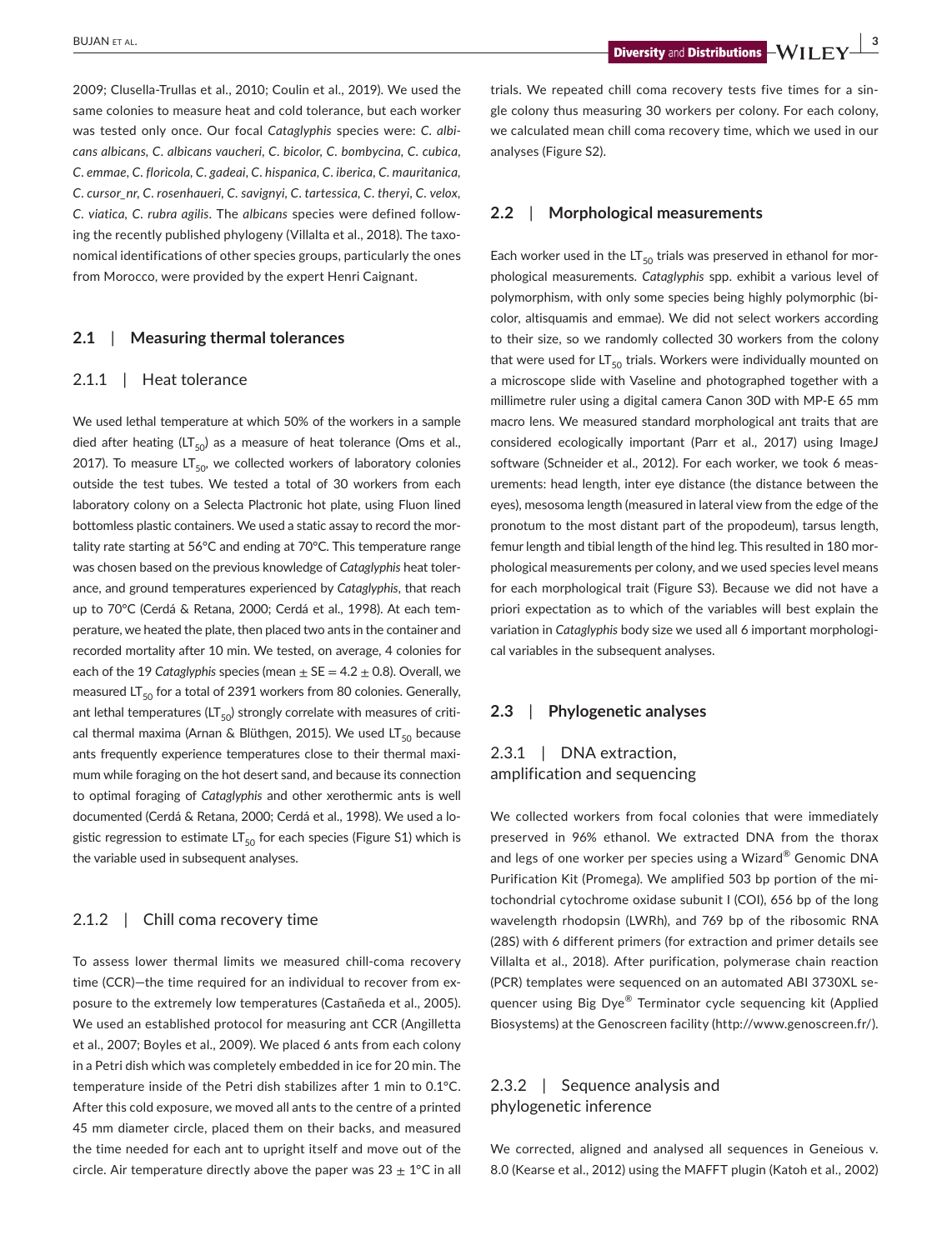2009; Clusella-Trullas et al., 2010; Coulin et al., 2019). We used the same colonies to measure heat and cold tolerance, but each worker was tested only once. Our focal *Cataglyphis* species were: *C. albicans albicans*, *C. albicans vaucheri*, *C. bicolor*, *C. bombycina*, *C. cubica*, *C. emmae*, *C. floricola*, *C. gadeai*, *C. hispanica*, *C. iberica*, *C. mauritanica*, *C. cursor_nr*, *C. rosenhaueri*, *C. savignyi*, *C. tartessica*, *C. theryi*, *C. velox*, *C. viatica*, *C. rubra agilis*. The *albicans* species were defined following the recently published phylogeny (Villalta et al., 2018). The taxonomical identifications of other species groups, particularly the ones from Morocco, were provided by the expert Henri Caignant.

## 2.1 | Measuring thermal tolerances

### 2.1.1 | Heat tolerance

We used lethal temperature at which 50% of the workers in a sample died after heating ($LT_{50}$) as a measure of heat tolerance (Oms et al., 2017). To measure $LT_{50}$, we collected workers of laboratory colonies outside the test tubes. We tested a total of 30 workers from each laboratory colony on a Selecta Plactronic hot plate, using Fluon lined bottomless plastic containers. We used a static assay to record the mortality rate starting at 56°C and ending at 70°C. This temperature range was chosen based on the previous knowledge of *Cataglyphis* heat tolerance, and ground temperatures experienced by *Cataglyphis*, that reach up to 70°C (Cerdá & Retana, 2000; Cerdá et al., 1998). At each temperature, we heated the plate, then placed two ants in the container and recorded mortality after 10 min. We tested, on average, 4 colonies for each of the 19 *Cataglyphis* species (mean $\pm$ SE = 4.2 $\pm$ 0.8). Overall, we measured $LT_{50}$ for a total of 2391 workers from 80 colonies. Generally, ant lethal temperatures ($LT_{50}$) strongly correlate with measures of critical thermal maxima (Arnan & Blüthgen, 2015). We used $LT_{50}$ because ants frequently experience temperatures close to their thermal maximum while foraging on the hot desert sand, and because its connection to optimal foraging of *Cataglyphis* and other xerothermic ants is well documented (Cerdá & Retana, 2000; Cerdá et al., 1998). We used a logistic regression to estimate $LT_{50}$ for each species (Figure S1) which is the variable used in subsequent analyses.

### 2.1.2 | Chill coma recovery time

To assess lower thermal limits we measured chill-coma recovery time (CCR)—the time required for an individual to recover from exposure to the extremely low temperatures (Castañeda et al., 2005). We used an established protocol for measuring ant CCR (Angilletta et al., 2007; Boyles et al., 2009). We placed 6 ants from each colony in a Petri dish which was completely embedded in ice for 20 min. The temperature inside of the Petri dish stabilizes after 1 min to 0.1°C. After this cold exposure, we moved all ants to the centre of a printed 45 mm diameter circle, placed them on their backs, and measured the time needed for each ant to upright itself and move out of the circle. Air temperature directly above the paper was 23 $\pm$ 1°C in all trials. We repeated chill coma recovery tests five times for a single colony thus measuring 30 workers per colony. For each colony, we calculated mean chill coma recovery time, which we used in our analyses (Figure S2).

## 2.2 | Morphological measurements

Each worker used in the $LT_{50}$ trials was preserved in ethanol for morphological measurements. *Cataglyphis* spp. exhibit a various level of polymorphism, with only some species being highly polymorphic (bicolor, altisquamis and emmae). We did not select workers according to their size, so we randomly collected 30 workers from the colony that were used for $LT_{50}$ trials. Workers were individually mounted on a microscope slide with Vaseline and photographed together with a millimetre ruler using a digital camera Canon 30D with MP-E 65 mm macro lens. We measured standard morphological ant traits that are considered ecologically important (Parr et al., 2017) using ImageJ software (Schneider et al., 2012). For each worker, we took 6 measurements: head length, inter eye distance (the distance between the eyes), mesosoma length (measured in lateral view from the edge of the pronotum to the most distant part of the propodeum), tarsus length, femur length and tibial length of the hind leg. This resulted in 180 morphological measurements per colony, and we used species level means for each morphological trait (Figure S3). Because we did not have a priori expectation as to which of the variables will best explain the variation in *Cataglyphis* body size we used all 6 important morphological variables in the subsequent analyses.

## 2.3 | Phylogenetic analyses

### 2.3.1 | DNA extraction, amplification and sequencing

We collected workers from focal colonies that were immediately preserved in 96% ethanol. We extracted DNA from the thorax and legs of one worker per species using a Wizard® Genomic DNA Purification Kit (Promega). We amplified 503 bp portion of the mitochondrial cytochrome oxidase subunit I (COI), 656 bp of the long wavelength rhodopsin (LWRh), and 769 bp of the ribosomic RNA (28S) with 6 different primers (for extraction and primer details see Villalta et al., 2018). After purification, polymerase chain reaction (PCR) templates were sequenced on an automated ABI 3730XL sequencer using Big Dye® Terminator cycle sequencing kit (Applied Biosystems) at the Genoscreen facility (http://www.genoscreen.fr/).

### 2.3.2 | Sequence analysis and phylogenetic inference

We corrected, aligned and analysed all sequences in Geneious v. 8.0 (Kearse et al., 2012) using the MAFFT plugin (Katoh et al., 2002)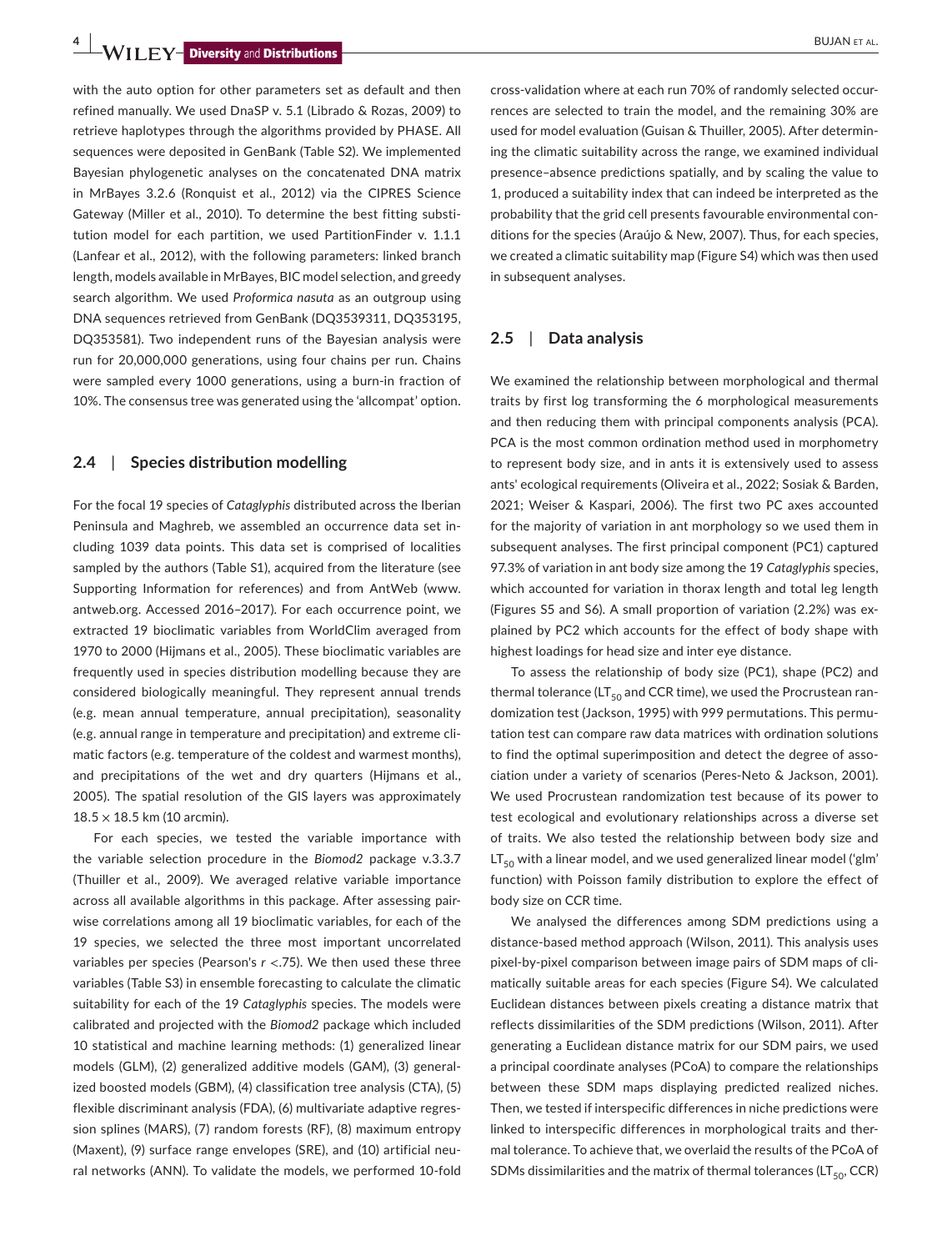with the auto option for other parameters set as default and then refined manually. We used DnaSP v. 5.1 (Librado & Rozas, 2009) to retrieve haplotypes through the algorithms provided by PHASE. All sequences were deposited in GenBank (Table S2). We implemented Bayesian phylogenetic analyses on the concatenated DNA matrix in MrBayes 3.2.6 (Ronquist et al., 2012) via the CIPRES Science Gateway (Miller et al., 2010). To determine the best fitting substitution model for each partition, we used PartitionFinder v. 1.1.1 (Lanfear et al., 2012), with the following parameters: linked branch length, models available in MrBayes, BIC model selection, and greedy search algorithm. We used *Proformica nasuta* as an outgroup using DNA sequences retrieved from GenBank (DQ3539311, DQ353195, DQ353581). Two independent runs of the Bayesian analysis were run for 20,000,000 generations, using four chains per run. Chains were sampled every 1000 generations, using a burn-in fraction of 10%. The consensus tree was generated using the 'allcompat' option.

## 2.4 | Species distribution modelling

For the focal 19 species of *Cataglyphis* distributed across the Iberian Peninsula and Maghreb, we assembled an occurrence data set including 1039 data points. This data set is comprised of localities sampled by the authors (Table S1), acquired from the literature (see Supporting Information for references) and from AntWeb (www.antweb.org. Accessed 2016–2017). For each occurrence point, we extracted 19 bioclimatic variables from WorldClim averaged from 1970 to 2000 (Hijmans et al., 2005). These bioclimatic variables are frequently used in species distribution modelling because they are considered biologically meaningful. They represent annual trends (e.g. mean annual temperature, annual precipitation), seasonality (e.g. annual range in temperature and precipitation) and extreme climatic factors (e.g. temperature of the coldest and warmest months), and precipitations of the wet and dry quarters (Hijmans et al., 2005). The spatial resolution of the GIS layers was approximately $18.5 \times 18.5$ km (10 arcmin).

For each species, we tested the variable importance with the variable selection procedure in the *Biomod2* package v.3.3.7 (Thuiller et al., 2009). We averaged relative variable importance across all available algorithms in this package. After assessing pairwise correlations among all 19 bioclimatic variables, for each of the 19 species, we selected the three most important uncorrelated variables per species (Pearson's $r < .75$). We then used these three variables (Table S3) in ensemble forecasting to calculate the climatic suitability for each of the 19 *Cataglyphis* species. The models were calibrated and projected with the *Biomod2* package which included 10 statistical and machine learning methods: (1) generalized linear models (GLM), (2) generalized additive models (GAM), (3) generalized boosted models (GBM), (4) classification tree analysis (CTA), (5) flexible discriminant analysis (FDA), (6) multivariate adaptive regression splines (MARS), (7) random forests (RF), (8) maximum entropy (Maxent), (9) surface range envelopes (SRE), and (10) artificial neural networks (ANN). To validate the models, we performed 10-fold cross-validation where at each run 70% of randomly selected occurrences are selected to train the model, and the remaining 30% are used for model evaluation (Guisan & Thuiller, 2005). After determining the climatic suitability across the range, we examined individual presence–absence predictions spatially, and by scaling the value to 1, produced a suitability index that can indeed be interpreted as the probability that the grid cell presents favourable environmental conditions for the species (Araújo & New, 2007). Thus, for each species, we created a climatic suitability map (Figure S4) which was then used in subsequent analyses.

## 2.5 | Data analysis

We examined the relationship between morphological and thermal traits by first log transforming the 6 morphological measurements and then reducing them with principal components analysis (PCA). PCA is the most common ordination method used in morphometry to represent body size, and in ants it is extensively used to assess ants' ecological requirements (Oliveira et al., 2022; Sosiak & Barden, 2021; Weiser & Kaspari, 2006). The first two PC axes accounted for the majority of variation in ant morphology so we used them in subsequent analyses. The first principal component (PC1) captured 97.3% of variation in ant body size among the 19 *Cataglyphis* species, which accounted for variation in thorax length and total leg length (Figures S5 and S6). A small proportion of variation (2.2%) was explained by PC2 which accounts for the effect of body shape with highest loadings for head size and inter eye distance.

To assess the relationship of body size (PC1), shape (PC2) and thermal tolerance ($LT_{50}$ and CCR time), we used the Procrustean randomization test (Jackson, 1995) with 999 permutations. This permutation test can compare raw data matrices with ordination solutions to find the optimal superimposition and detect the degree of association under a variety of scenarios (Peres-Neto & Jackson, 2001). We used Procrustean randomization test because of its power to test ecological and evolutionary relationships across a diverse set of traits. We also tested the relationship between body size and $LT_{50}$ with a linear model, and we used generalized linear model ('glm' function) with Poisson family distribution to explore the effect of body size on CCR time.

We analysed the differences among SDM predictions using a distance-based method approach (Wilson, 2011). This analysis uses pixel-by-pixel comparison between image pairs of SDM maps of climatically suitable areas for each species (Figure S4). We calculated Euclidean distances between pixels creating a distance matrix that reflects dissimilarities of the SDM predictions (Wilson, 2011). After generating a Euclidean distance matrix for our SDM pairs, we used a principal coordinate analyses (PCoA) to compare the relationships between these SDM maps displaying predicted realized niches. Then, we tested if interspecific differences in niche predictions were linked to interspecific differences in morphological traits and thermal tolerance. To achieve that, we overlaid the results of the PCoA of SDMs dissimilarities and the matrix of thermal tolerances ($LT_{50}$, CCR)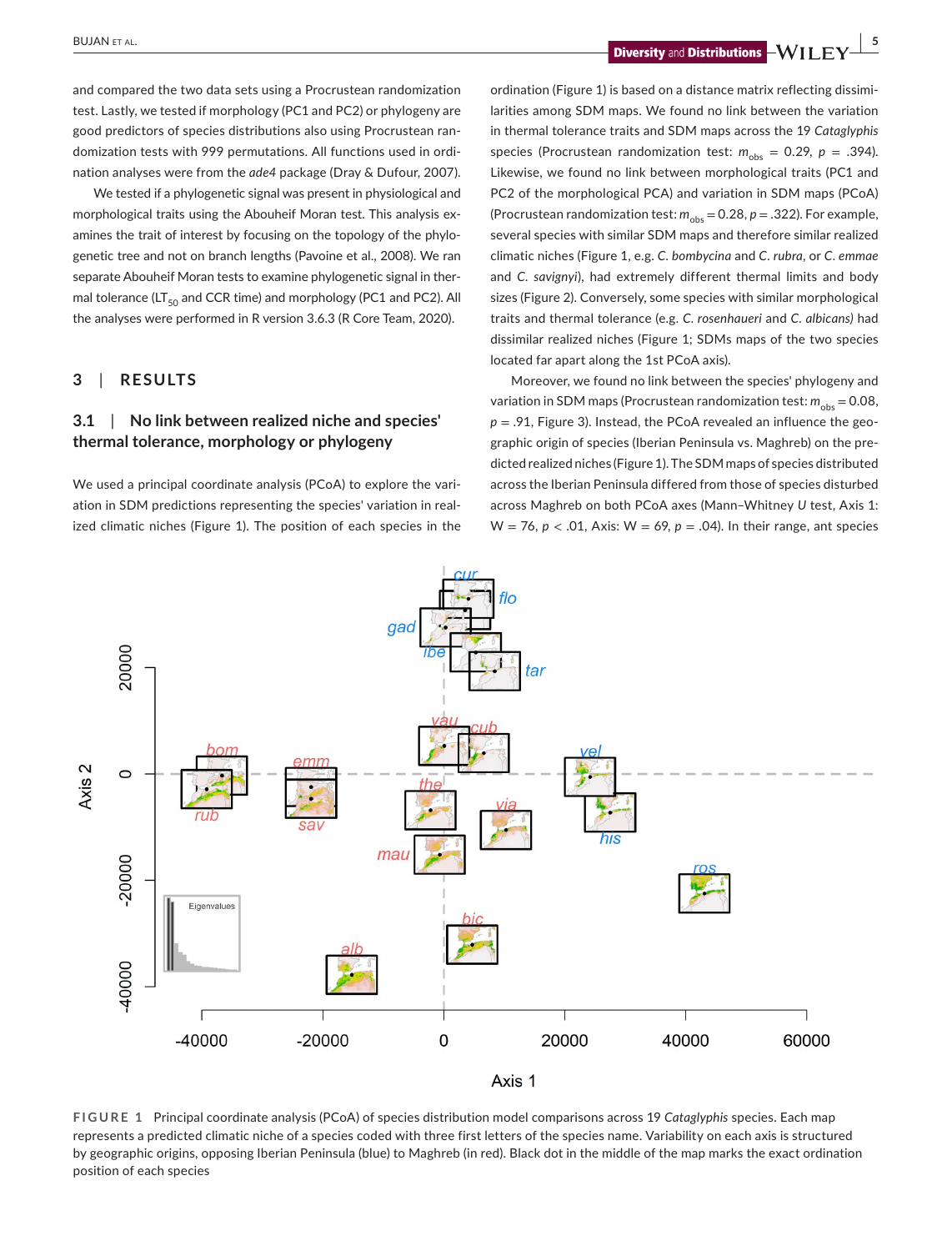and compared the two data sets using a Procrustean randomization test. Lastly, we tested if morphology (PC1 and PC2) or phylogeny are good predictors of species distributions also using Procrustean randomization tests with 999 permutations. All functions used in ordination analyses were from the *ade4* package (Dray & Dufour, 2007).

We tested if a phylogenetic signal was present in physiological and morphological traits using the Abouheif Moran test. This analysis examines the trait of interest by focusing on the topology of the phylogenetic tree and not on branch lengths (Pavoine et al., 2008). We ran separate Abouheif Moran tests to examine phylogenetic signal in thermal tolerance ($LT_{50}$ and CCR time) and morphology (PC1 and PC2). All the analyses were performed in R version 3.6.3 (R Core Team, 2020).

## 3 | RESULTS

### 3.1 | No link between realized niche and species' thermal tolerance, morphology or phylogeny

We used a principal coordinate analysis (PCoA) to explore the variation in SDM predictions representing the species' variation in realized climatic niches (Figure 1). The position of each species in the ordination (Figure 1) is based on a distance matrix reflecting dissimilarities among SDM maps. We found no link between the variation in thermal tolerance traits and SDM maps across the 19 *Cataglyphis* species (Procrustean randomization test: $m_{obs}$ = 0.29, $p$ = .394). Likewise, we found no link between morphological traits (PC1 and PC2 of the morphological PCA) and variation in SDM maps (PCoA) (Procrustean randomization test: $m_{obs}$ = 0.28, $p$ = .322). For example, several species with similar SDM maps and therefore similar realized climatic niches (Figure 1, e.g. *C. bombycina* and *C. rubra*, or *C. emmae* and *C. savignyi*), had extremely different thermal limits and body sizes (Figure 2). Conversely, some species with similar morphological traits and thermal tolerance (e.g. *C. rosenhaueri* and *C. albicans)* had dissimilar realized niches (Figure 1; SDMs maps of the two species located far apart along the 1st PCoA axis).

Moreover, we found no link between the species' phylogeny and variation in SDM maps (Procrustean randomization test: $m_{obs}$ = 0.08, $p$ = .91, Figure 3). Instead, the PCoA revealed an influence the geographic origin of species (Iberian Peninsula vs. Maghreb) on the predicted realized niches (Figure 1). The SDM maps of species distributed across the Iberian Peninsula differed from those of species disturbed across Maghreb on both PCoA axes (Mann–Whitney *U* test, Axis 1: W = 76, $p$ < .01, Axis: W = 69, $p$ = .04). In their range, ant species

**FIGURE 1** Principal coordinate analysis (PCoA) of species distribution model comparisons across 19 *Cataglyphis* species. Each map represents a predicted climatic niche of a species coded with three first letters of the species name. Variability on each axis is structured by geographic origins, opposing Iberian Peninsula (blue) to Maghreb (in red). Black dot in the middle of the map marks the exact ordination position of each species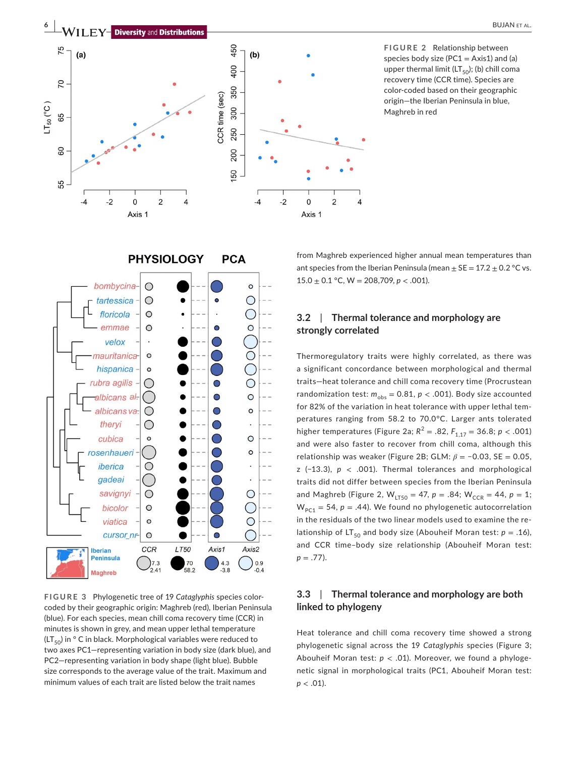**FIGURE 2** Relationship between species body size (PC1 = Axis1) and (a) upper thermal limit ($LT_{50}$); (b) chill coma recovery time (CCR time). Species are color-coded based on their geographic origin—the Iberian Peninsula in blue, Maghreb in red

**FIGURE 3** Phylogenetic tree of 19 *Cataglyphis* species color-coded by their geographic origin: Maghreb (red), Iberian Peninsula (blue). For each species, mean chill coma recovery time (CCR) in minutes is shown in grey, and mean upper lethal temperature ($LT_{50}$) in ° C in black. Morphological variables were reduced to two axes PC1—representing variation in body size (dark blue), and PC2—representing variation in body shape (light blue). Bubble size corresponds to the average value of the trait. Maximum and minimum values of each trait are listed below the trait names

from Maghreb experienced higher annual mean temperatures than ant species from the Iberian Peninsula (mean ± SE = 17.2 ± 0.2 °C vs. 15.0 ± 0.1 °C, W = 208,709, $p < .001$).

## 3.2 | Thermal tolerance and morphology are strongly correlated

Thermoregulatory traits were highly correlated, as there was a significant concordance between morphological and thermal traits—heat tolerance and chill coma recovery time (Procrustean randomization test: $m_{obs} = 0.81$, $p < .001$). Body size accounted for 82% of the variation in heat tolerance with upper lethal temperatures ranging from 58.2 to 70.0°C. Larger ants tolerated higher temperatures (Figure 2a; $R^2 = .82$, $F_{1,17} = 36.8$; $p < .001$) and were also faster to recover from chill coma, although this relationship was weaker (Figure 2B; GLM: $\beta = -0.03$, SE = 0.05, z (−13.3), $p < .001$). Thermal tolerances and morphological traits did not differ between species from the Iberian Peninsula and Maghreb (Figure 2, $W_{LT50} = 47$, $p = .84$; $W_{CCR} = 44$, $p = 1$; $W_{PC1} = 54$, $p = .44$). We found no phylogenetic autocorrelation in the residuals of the two linear models used to examine the relationship of $LT_{50}$ and body size (Abouheif Moran test: $p = .16$), and CCR time–body size relationship (Abouheif Moran test: $p = .77$).

## 3.3 | Thermal tolerance and morphology are both linked to phylogeny

Heat tolerance and chill coma recovery time showed a strong phylogenetic signal across the 19 *Cataglyphis* species (Figure 3; Abouheif Moran test: $p < .01$). Moreover, we found a phylogenetic signal in morphological traits (PC1, Abouheif Moran test: $p < .01$).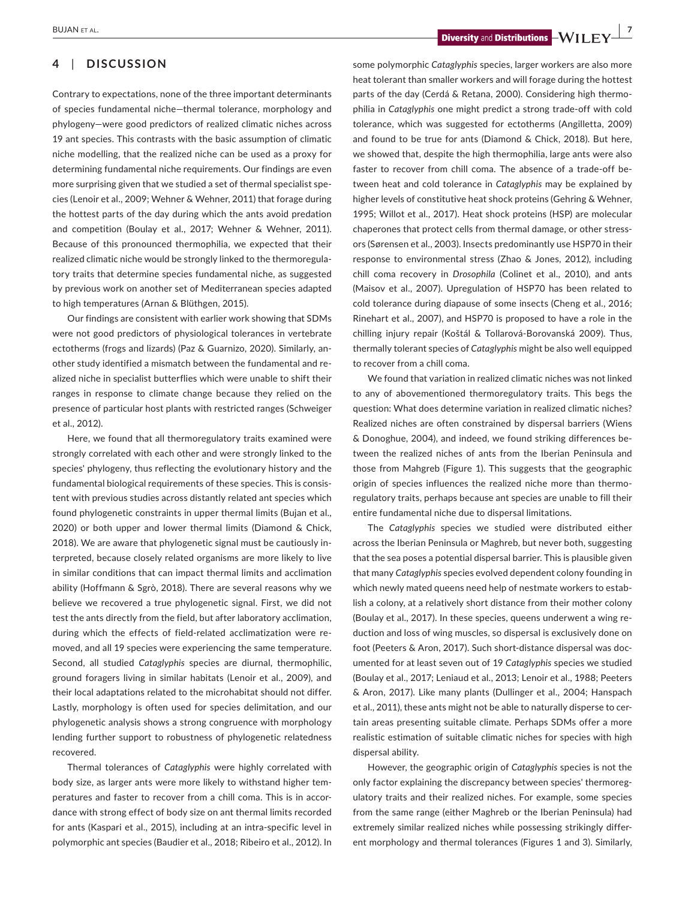## 4 | DISCUSSION

Contrary to expectations, none of the three important determinants of species fundamental niche—thermal tolerance, morphology and phylogeny—were good predictors of realized climatic niches across 19 ant species. This contrasts with the basic assumption of climatic niche modelling, that the realized niche can be used as a proxy for determining fundamental niche requirements. Our findings are even more surprising given that we studied a set of thermal specialist species (Lenoir et al., 2009; Wehner & Wehner, 2011) that forage during the hottest parts of the day during which the ants avoid predation and competition (Boulay et al., 2017; Wehner & Wehner, 2011). Because of this pronounced thermophilia, we expected that their realized climatic niche would be strongly linked to the thermoregulatory traits that determine species fundamental niche, as suggested by previous work on another set of Mediterranean species adapted to high temperatures (Arnan & Blüthgen, 2015).

Our findings are consistent with earlier work showing that SDMs were not good predictors of physiological tolerances in vertebrate ectotherms (frogs and lizards) (Paz & Guarnizo, 2020). Similarly, another study identified a mismatch between the fundamental and realized niche in specialist butterflies which were unable to shift their ranges in response to climate change because they relied on the presence of particular host plants with restricted ranges (Schweiger et al., 2012).

Here, we found that all thermoregulatory traits examined were strongly correlated with each other and were strongly linked to the species' phylogeny, thus reflecting the evolutionary history and the fundamental biological requirements of these species. This is consistent with previous studies across distantly related ant species which found phylogenetic constraints in upper thermal limits (Bujan et al., 2020) or both upper and lower thermal limits (Diamond & Chick, 2018). We are aware that phylogenetic signal must be cautiously interpreted, because closely related organisms are more likely to live in similar conditions that can impact thermal limits and acclimation ability (Hoffmann & Sgrò, 2018). There are several reasons why we believe we recovered a true phylogenetic signal. First, we did not test the ants directly from the field, but after laboratory acclimation, during which the effects of field-related acclimatization were removed, and all 19 species were experiencing the same temperature. Second, all studied *Cataglyphis* species are diurnal, thermophilic, ground foragers living in similar habitats (Lenoir et al., 2009), and their local adaptations related to the microhabitat should not differ. Lastly, morphology is often used for species delimitation, and our phylogenetic analysis shows a strong congruence with morphology lending further support to robustness of phylogenetic relatedness recovered.

Thermal tolerances of *Cataglyphis* were highly correlated with body size, as larger ants were more likely to withstand higher temperatures and faster to recover from a chill coma. This is in accordance with strong effect of body size on ant thermal limits recorded for ants (Kaspari et al., 2015), including at an intra-specific level in polymorphic ant species (Baudier et al., 2018; Ribeiro et al., 2012). In some polymorphic *Cataglyphis* species, larger workers are also more heat tolerant than smaller workers and will forage during the hottest parts of the day (Cerdá & Retana, 2000). Considering high thermophilia in *Cataglyphis* one might predict a strong trade-off with cold tolerance, which was suggested for ectotherms (Angilletta, 2009) and found to be true for ants (Diamond & Chick, 2018). But here, we showed that, despite the high thermophilia, large ants were also faster to recover from chill coma. The absence of a trade-off between heat and cold tolerance in *Cataglyphis* may be explained by higher levels of constitutive heat shock proteins (Gehring & Wehner, 1995; Willot et al., 2017). Heat shock proteins (HSP) are molecular chaperones that protect cells from thermal damage, or other stressors (Sørensen et al., 2003). Insects predominantly use HSP70 in their response to environmental stress (Zhao & Jones, 2012), including chill coma recovery in *Drosophila* (Colinet et al., 2010), and ants (Maisov et al., 2007). Upregulation of HSP70 has been related to cold tolerance during diapause of some insects (Cheng et al., 2016; Rinehart et al., 2007), and HSP70 is proposed to have a role in the chilling injury repair (Koštál & Tollarová-Borovanská 2009). Thus, thermally tolerant species of *Cataglyphis* might be also well equipped to recover from a chill coma.

We found that variation in realized climatic niches was not linked to any of abovementioned thermoregulatory traits. This begs the question: What does determine variation in realized climatic niches? Realized niches are often constrained by dispersal barriers (Wiens & Donoghue, 2004), and indeed, we found striking differences between the realized niches of ants from the Iberian Peninsula and those from Mahgreb (Figure 1). This suggests that the geographic origin of species influences the realized niche more than thermoregulatory traits, perhaps because ant species are unable to fill their entire fundamental niche due to dispersal limitations.

The *Cataglyphis* species we studied were distributed either across the Iberian Peninsula or Maghreb, but never both, suggesting that the sea poses a potential dispersal barrier. This is plausible given that many *Cataglyphis* species evolved dependent colony founding in which newly mated queens need help of nestmate workers to establish a colony, at a relatively short distance from their mother colony (Boulay et al., 2017). In these species, queens underwent a wing reduction and loss of wing muscles, so dispersal is exclusively done on foot (Peeters & Aron, 2017). Such short-distance dispersal was documented for at least seven out of 19 *Cataglyphis* species we studied (Boulay et al., 2017; Leniaud et al., 2013; Lenoir et al., 1988; Peeters & Aron, 2017). Like many plants (Dullinger et al., 2004; Hanspach et al., 2011), these ants might not be able to naturally disperse to certain areas presenting suitable climate. Perhaps SDMs offer a more realistic estimation of suitable climatic niches for species with high dispersal ability.

However, the geographic origin of *Cataglyphis* species is not the only factor explaining the discrepancy between species' thermoregulatory traits and their realized niches. For example, some species from the same range (either Maghreb or the Iberian Peninsula) had extremely similar realized niches while possessing strikingly different morphology and thermal tolerances (Figures 1 and 3). Similarly,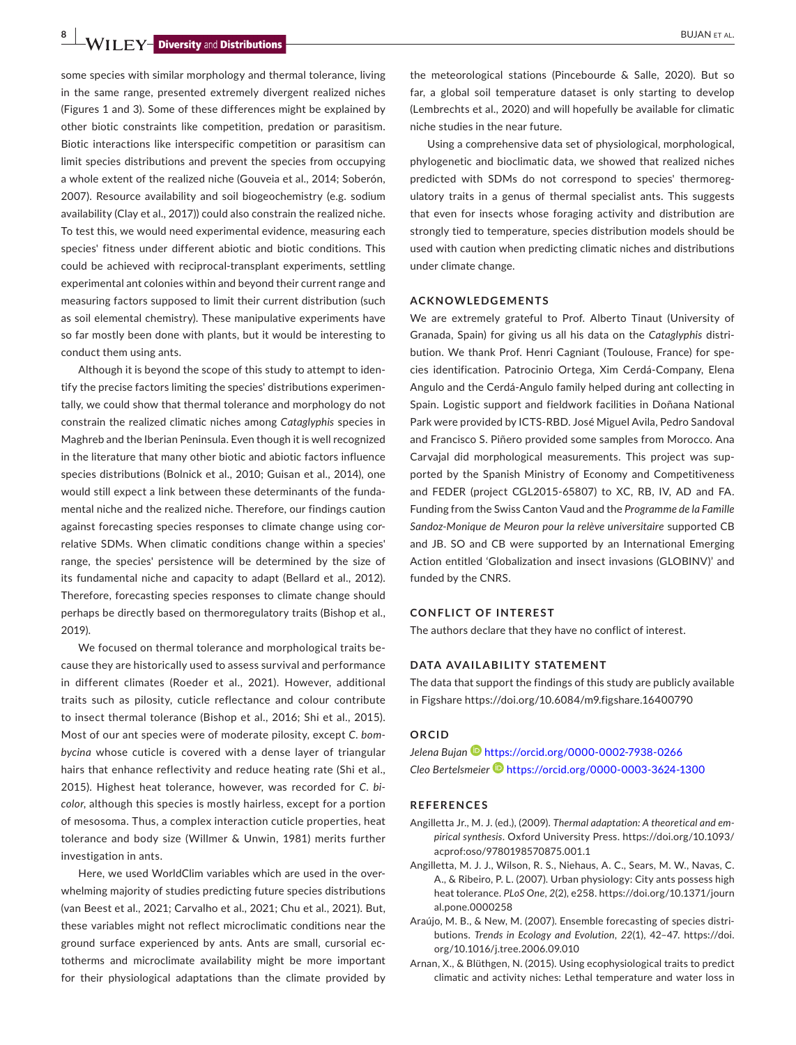some species with similar morphology and thermal tolerance, living in the same range, presented extremely divergent realized niches (Figures 1 and 3). Some of these differences might be explained by other biotic constraints like competition, predation or parasitism. Biotic interactions like interspecific competition or parasitism can limit species distributions and prevent the species from occupying a whole extent of the realized niche (Gouveia et al., 2014; Soberón, 2007). Resource availability and soil biogeochemistry (e.g. sodium availability (Clay et al., 2017)) could also constrain the realized niche. To test this, we would need experimental evidence, measuring each species' fitness under different abiotic and biotic conditions. This could be achieved with reciprocal-transplant experiments, settling experimental ant colonies within and beyond their current range and measuring factors supposed to limit their current distribution (such as soil elemental chemistry). These manipulative experiments have so far mostly been done with plants, but it would be interesting to conduct them using ants.

Although it is beyond the scope of this study to attempt to identify the precise factors limiting the species' distributions experimentally, we could show that thermal tolerance and morphology do not constrain the realized climatic niches among *Cataglyphis* species in Maghreb and the Iberian Peninsula. Even though it is well recognized in the literature that many other biotic and abiotic factors influence species distributions (Bolnick et al., 2010; Guisan et al., 2014), one would still expect a link between these determinants of the fundamental niche and the realized niche. Therefore, our findings caution against forecasting species responses to climate change using correlative SDMs. When climatic conditions change within a species' range, the species' persistence will be determined by the size of its fundamental niche and capacity to adapt (Bellard et al., 2012). Therefore, forecasting species responses to climate change should perhaps be directly based on thermoregulatory traits (Bishop et al., 2019).

We focused on thermal tolerance and morphological traits because they are historically used to assess survival and performance in different climates (Roeder et al., 2021). However, additional traits such as pilosity, cuticle reflectance and colour contribute to insect thermal tolerance (Bishop et al., 2016; Shi et al., 2015). Most of our ant species were of moderate pilosity, except *C. bombycina* whose cuticle is covered with a dense layer of triangular hairs that enhance reflectivity and reduce heating rate (Shi et al., 2015). Highest heat tolerance, however, was recorded for *C. bicolor*, although this species is mostly hairless, except for a portion of mesosoma. Thus, a complex interaction cuticle properties, heat tolerance and body size (Willmer & Unwin, 1981) merits further investigation in ants.

Here, we used WorldClim variables which are used in the overwhelming majority of studies predicting future species distributions (van Beest et al., 2021; Carvalho et al., 2021; Chu et al., 2021). But, these variables might not reflect microclimatic conditions near the ground surface experienced by ants. Ants are small, cursorial ectotherms and microclimate availability might be more important for their physiological adaptations than the climate provided by the meteorological stations (Pincebourde & Salle, 2020). But so far, a global soil temperature dataset is only starting to develop (Lembrechts et al., 2020) and will hopefully be available for climatic niche studies in the near future.

Using a comprehensive data set of physiological, morphological, phylogenetic and bioclimatic data, we showed that realized niches predicted with SDMs do not correspond to species' thermoregulatory traits in a genus of thermal specialist ants. This suggests that even for insects whose foraging activity and distribution are strongly tied to temperature, species distribution models should be used with caution when predicting climatic niches and distributions under climate change.

## ACKNOWLEDGEMENTS

We are extremely grateful to Prof. Alberto Tinaut (University of Granada, Spain) for giving us all his data on the *Cataglyphis* distribution. We thank Prof. Henri Cagniant (Toulouse, France) for species identification. Patrocinio Ortega, Xim Cerdá-Company, Elena Angulo and the Cerdá-Angulo family helped during ant collecting in Spain. Logistic support and field work facilities in Doñana National Park were provided by ICTS-RBD. José Miguel Avila, Pedro Sandoval and Francisco S. Piñero provided some samples from Morocco. Ana Carvajal did morphological measurements. This project was supported by the Spanish Ministry of Economy and Competitiveness and FEDER (project CGL2015-65807) to XC, RB, IV, AD and FA. Funding from the Swiss Canton Vaud and the *Programme de la Famille Sandoz-Monique de Meuron pour la relève universitaire* supported CB and JB. SO and CB were supported by an International Emerging Action entitled 'Globalization and insect invasions (GLOBINV)' and funded by the CNRS.

## CONFLICT OF INTEREST

The authors declare that they have no conflict of interest.

## DATA AVAILABILITY STATEMENT

The data that support the findings of this study are publicly available in Figshare https://doi.org/10.6084/m9.figshare.16400790

## ORCID

*Jelena Bujan* https://orcid.org/0000-0002-7938-0266
*Cleo Bertelsmeier* https://orcid.org/0000-0003-3624-1300

## REFERENCES

Angilletta Jr., M. J. (ed.), (2009). *Thermal adaptation: A theoretical and empirical synthesis*. Oxford University Press. https://doi.org/10.1093/acprof:oso/9780198570875.001.1

Angilletta, M. J. J., Wilson, R. S., Niehaus, A. C., Sears, M. W., Navas, C. A., & Ribeiro, P. L. (2007). Urban physiology: City ants possess high heat tolerance. *PLoS One*, *2*(2), e258. https://doi.org/10.1371/journal.pone.0000258

Araújo, M. B., & New, M. (2007). Ensemble forecasting of species distributions. *Trends in Ecology and Evolution*, *22*(1), 42–47. https://doi.org/10.1016/j.tree.2006.09.010

Arnan, X., & Blüthgen, N. (2015). Using ecophysiological traits to predict climatic and activity niches: Lethal temperature and water loss in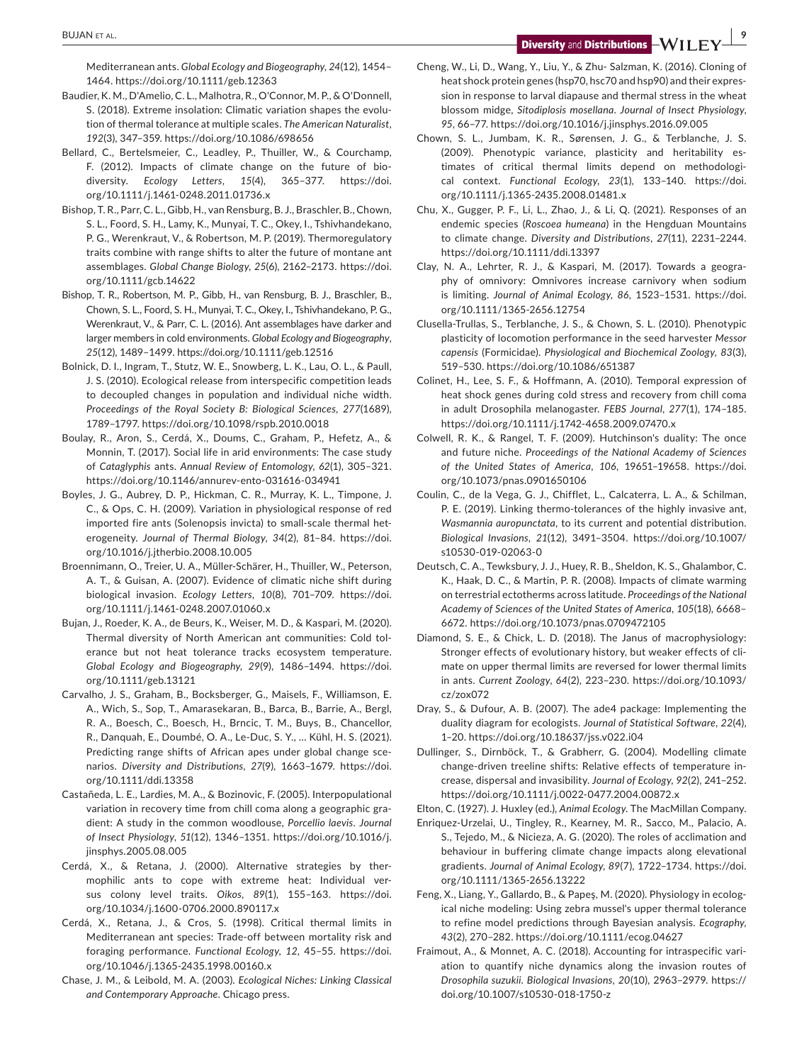Mediterranean ants. *Global Ecology and Biogeography*, *24*(12), 1454–1464. https://doi.org/10.1111/geb.12363

Baudier, K. M., D'Amelio, C. L., Malhotra, R., O'Connor, M. P., & O'Donnell, S. (2018). Extreme insolation: Climatic variation shapes the evolution of thermal tolerance at multiple scales. *The American Naturalist*, *192*(3), 347–359. https://doi.org/10.1086/698656

Bellard, C., Bertelsmeier, C., Leadley, P., Thuiller, W., & Courchamp, F. (2012). Impacts of climate change on the future of biodiversity. *Ecology Letters*, *15*(4), 365–377. https://doi.org/10.1111/j.1461-0248.2011.01736.x

Bishop, T. R., Parr, C. L., Gibb, H., van Rensburg, B. J., Braschler, B., Chown, S. L., Foord, S. H., Lamy, K., Munyai, T. C., Okey, I., Tshivhandekano, P. G., Werenkraut, V., & Robertson, M. P. (2019). Thermoregulatory traits combine with range shifts to alter the future of montane ant assemblages. *Global Change Biology*, *25*(6), 2162–2173. https://doi.org/10.1111/gcb.14622

Bishop, T. R., Robertson, M. P., Gibb, H., van Rensburg, B. J., Braschler, B., Chown, S. L., Foord, S. H., Munyai, T. C., Okey, I., Tshivhandekano, P. G., Werenkraut, V., & Parr, C. L. (2016). Ant assemblages have darker and larger members in cold environments. *Global Ecology and Biogeography*, *25*(12), 1489–1499. https://doi.org/10.1111/geb.12516

Bolnick, D. I., Ingram, T., Stutz, W. E., Snowberg, L. K., Lau, O. L., & Paull, J. S. (2010). Ecological release from interspecific competition leads to decoupled changes in population and individual niche width. *Proceedings of the Royal Society B: Biological Sciences*, *277*(1689), 1789–1797. https://doi.org/10.1098/rspb.2010.0018

Boulay, R., Aron, S., Cerdá, X., Doums, C., Graham, P., Hefetz, A., & Monnin, T. (2017). Social life in arid environments: The case study of *Cataglyphis* ants. *Annual Review of Entomology*, *62*(1), 305–321. https://doi.org/10.1146/annurev-ento-031616-034941

Boyles, J. G., Aubrey, D. P., Hickman, C. R., Murray, K. L., Timpone, J. C., & Ops, C. H. (2009). Variation in physiological response of red imported fire ants (Solenopsis invicta) to small-scale thermal heterogeneity. *Journal of Thermal Biology*, *34*(2), 81–84. https://doi.org/10.1016/j.jtherbio.2008.10.005

Broennimann, O., Treier, U. A., Müller-Schärer, H., Thuiller, W., Peterson, A. T., & Guisan, A. (2007). Evidence of climatic niche shift during biological invasion. *Ecology Letters*, *10*(8), 701–709. https://doi.org/10.1111/j.1461-0248.2007.01060.x

Bujan, J., Roeder, K. A., de Beurs, K., Weiser, M. D., & Kaspari, M. (2020). Thermal diversity of North American ant communities: Cold tolerance but not heat tolerance tracks ecosystem temperature. *Global Ecology and Biogeography*, *29*(9), 1486–1494. https://doi.org/10.1111/geb.13121

Carvalho, J. S., Graham, B., Bocksberger, G., Maisels, F., Williamson, E. A., Wich, S., Sop, T., Amarasekaran, B., Barca, B., Barrie, A., Bergl, R. A., Boesch, C., Boesch, H., Brncic, T. M., Buys, B., Chancellor, R., Danquah, E., Doumbé, O. A., Le-Duc, S. Y., … Kühl, H. S. (2021). Predicting range shifts of African apes under global change scenarios. *Diversity and Distributions*, *27*(9), 1663–1679. https://doi.org/10.1111/ddi.13358

Castañeda, L. E., Lardies, M. A., & Bozinovic, F. (2005). Interpopulational variation in recovery time from chill coma along a geographic gradient: A study in the common woodlouse, *Porcellio laevis*. *Journal of Insect Physiology*, *51*(12), 1346–1351. https://doi.org/10.1016/j.jinsphys.2005.08.005

Cerdá, X., & Retana, J. (2000). Alternative strategies by thermophilic ants to cope with extreme heat: Individual versus colony level traits. *Oikos*, *89*(1), 155–163. https://doi.org/10.1034/j.1600-0706.2000.890117.x

Cerdá, X., Retana, J., & Cros, S. (1998). Critical thermal limits in Mediterranean ant species: Trade-off between mortality risk and foraging performance. *Functional Ecology*, *12*, 45–55. https://doi.org/10.1046/j.1365-2435.1998.00160.x

Chase, J. M., & Leibold, M. A. (2003). *Ecological Niches: Linking Classical and Contemporary Approache*. Chicago press.

Cheng, W., Li, D., Wang, Y., Liu, Y., & Zhu- Salzman, K. (2016). Cloning of heat shock protein genes (hsp70, hsc70 and hsp90) and their expression in response to larval diapause and thermal stress in the wheat blossom midge, *Sitodiplosis mosellana*. *Journal of Insect Physiology*, *95*, 66–77. https://doi.org/10.1016/j.jinsphys.2016.09.005

Chown, S. L., Jumbam, K. R., Sørensen, J. G., & Terblanche, J. S. (2009). Phenotypic variance, plasticity and heritability estimates of critical thermal limits depend on methodological context. *Functional Ecology*, *23*(1), 133–140. https://doi.org/10.1111/j.1365-2435.2008.01481.x

Chu, X., Gugger, P. F., Li, L., Zhao, J., & Li, Q. (2021). Responses of an endemic species (*Roscoea humeana*) in the Hengduan Mountains to climate change. *Diversity and Distributions*, *27*(11), 2231–2244. https://doi.org/10.1111/ddi.13397

Clay, N. A., Lehrter, R. J., & Kaspari, M. (2017). Towards a geography of omnivory: Omnivores increase carnivory when sodium is limiting. *Journal of Animal Ecology*, *86*, 1523–1531. https://doi.org/10.1111/1365-2656.12754

Clusella-Trullas, S., Terblanche, J. S., & Chown, S. L. (2010). Phenotypic plasticity of locomotion performance in the seed harvester *Messor capensis* (Formicidae). *Physiological and Biochemical Zoology*, *83*(3), 519–530. https://doi.org/10.1086/651387

Colinet, H., Lee, S. F., & Hoffmann, A. (2010). Temporal expression of heat shock genes during cold stress and recovery from chill coma in adult Drosophila melanogaster. *FEBS Journal*, *277*(1), 174–185. https://doi.org/10.1111/j.1742-4658.2009.07470.x

Colwell, R. K., & Rangel, T. F. (2009). Hutchinson's duality: The once and future niche. *Proceedings of the National Academy of Sciences of the United States of America*, *106*, 19651–19658. https://doi.org/10.1073/pnas.0901650106

Coulin, C., de la Vega, G. J., Chifflet, L., Calcaterra, L. A., & Schilman, P. E. (2019). Linking thermo-tolerances of the highly invasive ant, *Wasmannia auropunctata*, to its current and potential distribution. *Biological Invasions*, *21*(12), 3491–3504. https://doi.org/10.1007/s10530-019-02063-0

Deutsch, C. A., Tewksbury, J. J., Huey, R. B., Sheldon, K. S., Ghalambor, C. K., Haak, D. C., & Martin, P. R. (2008). Impacts of climate warming on terrestrial ectotherms across latitude. *Proceedings of the National Academy of Sciences of the United States of America*, *105*(18), 6668–6672. https://doi.org/10.1073/pnas.0709472105

Diamond, S. E., & Chick, L. D. (2018). The Janus of macrophysiology: Stronger effects of evolutionary history, but weaker effects of climate on upper thermal limits are reversed for lower thermal limits in ants. *Current Zoology*, *64*(2), 223–230. https://doi.org/10.1093/cz/zox072

Dray, S., & Dufour, A. B. (2007). The ade4 package: Implementing the duality diagram for ecologists. *Journal of Statistical Software*, *22*(4), 1–20. https://doi.org/10.18637/jss.v022.i04

Dullinger, S., Dirnböck, T., & Grabherr, G. (2004). Modelling climate change-driven treeline shifts: Relative effects of temperature increase, dispersal and invasibility. *Journal of Ecology*, *92*(2), 241–252. https://doi.org/10.1111/j.0022-0477.2004.00872.x

Elton, C. (1927). J. Huxley (ed.), *Animal Ecology*. The MacMillan Company.

Enriquez-Urzelai, U., Tingley, R., Kearney, M. R., Sacco, M., Palacio, A. S., Tejedo, M., & Nicieza, A. G. (2020). The roles of acclimation and behaviour in buffering climate change impacts along elevational gradients. *Journal of Animal Ecology*, *89*(7), 1722–1734. https://doi.org/10.1111/1365-2656.13222

Feng, X., Liang, Y., Gallardo, B., & Papeş, M. (2020). Physiology in ecological niche modeling: Using zebra mussel's upper thermal tolerance to refine model predictions through Bayesian analysis. *Ecography*, *43*(2), 270–282. https://doi.org/10.1111/ecog.04627

Fraimout, A., & Monnet, A. C. (2018). Accounting for intraspecific variation to quantify niche dynamics along the invasion routes of *Drosophila suzukii*. *Biological Invasions*, *20*(10), 2963–2979. https://doi.org/10.1007/s10530-018-1750-z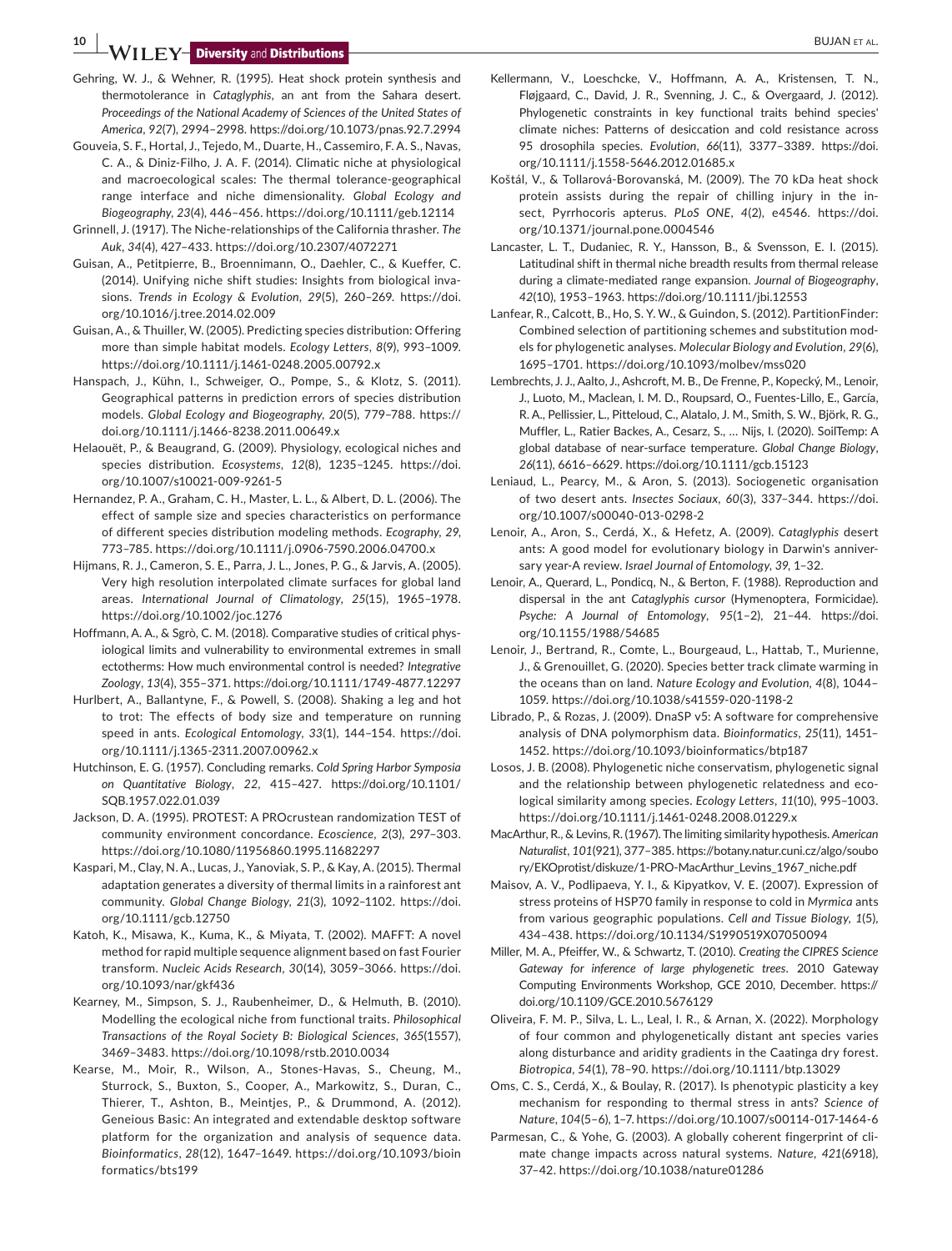Gehring, W. J., & Wehner, R. (1995). Heat shock protein synthesis and thermotolerance in *Cataglyphis*, an ant from the Sahara desert. *Proceedings of the National Academy of Sciences of the United States of America*, *92*(7), 2994–2998. https://doi.org/10.1073/pnas.92.7.2994

Gouveia, S. F., Hortal, J., Tejedo, M., Duarte, H., Cassemiro, F. A. S., Navas, C. A., & Diniz-Filho, J. A. F. (2014). Climatic niche at physiological and macroecological scales: The thermal tolerance-geographical range interface and niche dimensionality. *Global Ecology and Biogeography*, *23*(4), 446–456. https://doi.org/10.1111/geb.12114

Grinnell, J. (1917). The Niche-relationships of the California thrasher. *The Auk*, *34*(4), 427–433. https://doi.org/10.2307/4072271

Guisan, A., Petitpierre, B., Broennimann, O., Daehler, C., & Kueffer, C. (2014). Unifying niche shift studies: Insights from biological invasions. *Trends in Ecology & Evolution*, *29*(5), 260–269. https://doi.org/10.1016/j.tree.2014.02.009

Guisan, A., & Thuiller, W. (2005). Predicting species distribution: Offering more than simple habitat models. *Ecology Letters*, *8*(9), 993–1009. https://doi.org/10.1111/j.1461-0248.2005.00792.x

Hanspach, J., Kühn, I., Schweiger, O., Pompe, S., & Klotz, S. (2011). Geographical patterns in prediction errors of species distribution models. *Global Ecology and Biogeography*, *20*(5), 779–788. https://doi.org/10.1111/j.1466-8238.2011.00649.x

Helaouët, P., & Beaugrand, G. (2009). Physiology, ecological niches and species distribution. *Ecosystems*, *12*(8), 1235–1245. https://doi.org/10.1007/s10021-009-9261-5

Hernandez, P. A., Graham, C. H., Master, L. L., & Albert, D. L. (2006). The effect of sample size and species characteristics on performance of different species distribution modeling methods. *Ecography*, *29*, 773–785. https://doi.org/10.1111/j.0906-7590.2006.04700.x

Hijmans, R. J., Cameron, S. E., Parra, J. L., Jones, P. G., & Jarvis, A. (2005). Very high resolution interpolated climate surfaces for global land areas. *International Journal of Climatology*, *25*(15), 1965–1978. https://doi.org/10.1002/joc.1276

Hoffmann, A. A., & Sgrò, C. M. (2018). Comparative studies of critical physiological limits and vulnerability to environmental extremes in small ectotherms: How much environmental control is needed? *Integrative Zoology*, *13*(4), 355–371. https://doi.org/10.1111/1749-4877.12297

Hurlbert, A., Ballantyne, F., & Powell, S. (2008). Shaking a leg and hot to trot: The effects of body size and temperature on running speed in ants. *Ecological Entomology*, *33*(1), 144–154. https://doi.org/10.1111/j.1365-2311.2007.00962.x

Hutchinson, E. G. (1957). Concluding remarks. *Cold Spring Harbor Symposia on Quantitative Biology*, *22*, 415–427. https://doi.org/10.1101/SQB.1957.022.01.039

Jackson, D. A. (1995). PROTEST: A PROcrustean randomization TEST of community environment concordance. *Ecoscience*, *2*(3), 297–303. https://doi.org/10.1080/11956860.1995.11682297

Kaspari, M., Clay, N. A., Lucas, J., Yanoviak, S. P., & Kay, A. (2015). Thermal adaptation generates a diversity of thermal limits in a rainforest ant community. *Global Change Biology*, *21*(3), 1092–1102. https://doi.org/10.1111/gcb.12750

Katoh, K., Misawa, K., Kuma, K., & Miyata, T. (2002). MAFFT: A novel method for rapid multiple sequence alignment based on fast Fourier transform. *Nucleic Acids Research*, *30*(14), 3059–3066. https://doi.org/10.1093/nar/gkf436

Kearney, M., Simpson, S. J., Raubenheimer, D., & Helmuth, B. (2010). Modelling the ecological niche from functional traits. *Philosophical Transactions of the Royal Society B: Biological Sciences*, *365*(1557), 3469–3483. https://doi.org/10.1098/rstb.2010.0034

Kearse, M., Moir, R., Wilson, A., Stones-Havas, S., Cheung, M., Sturrock, S., Buxton, S., Cooper, A., Markowitz, S., Duran, C., Thierer, T., Ashton, B., Meintjes, P., & Drummond, A. (2012). Geneious Basic: An integrated and extendable desktop software platform for the organization and analysis of sequence data. *Bioinformatics*, *28*(12), 1647–1649. https://doi.org/10.1093/bioinformatics/bts199

Kellermann, V., Loeschcke, V., Hoffmann, A. A., Kristensen, T. N., Fløjgaard, C., David, J. R., Svenning, J. C., & Overgaard, J. (2012). Phylogenetic constraints in key functional traits behind species' climate niches: Patterns of desiccation and cold resistance across 95 drosophila species. *Evolution*, *66*(11), 3377–3389. https://doi.org/10.1111/j.1558-5646.2012.01685.x

Koštál, V., & Tollarová-Borovanská, M. (2009). The 70 kDa heat shock protein assists during the repair of chilling injury in the insect, Pyrrhocoris apterus. *PLoS ONE*, *4*(2), e4546. https://doi.org/10.1371/journal.pone.0004546

Lancaster, L. T., Dudaniec, R. Y., Hansson, B., & Svensson, E. I. (2015). Latitudinal shift in thermal niche breadth results from thermal release during a climate-mediated range expansion. *Journal of Biogeography*, *42*(10), 1953–1963. https://doi.org/10.1111/jbi.12553

Lanfear, R., Calcott, B., Ho, S. Y. W., & Guindon, S. (2012). PartitionFinder: Combined selection of partitioning schemes and substitution models for phylogenetic analyses. *Molecular Biology and Evolution*, *29*(6), 1695–1701. https://doi.org/10.1093/molbev/mss020

Lembrechts, J. J., Aalto, J., Ashcroft, M. B., De Frenne, P., Kopecký, M., Lenoir, J., Luoto, M., Maclean, I. M. D., Roupsard, O., Fuentes-Lillo, E., García, R. A., Pellissier, L., Pitteloud, C., Alatalo, J. M., Smith, S. W., Björk, R. G., Muffler, L., Ratier Backes, A., Cesarz, S., … Nijs, I. (2020). SoilTemp: A global database of near-surface temperature. *Global Change Biology*, *26*(11), 6616–6629. https://doi.org/10.1111/gcb.15123

Leniaud, L., Pearcy, M., & Aron, S. (2013). Sociogenetic organisation of two desert ants. *Insectes Sociaux*, *60*(3), 337–344. https://doi.org/10.1007/s00040-013-0298-2

Lenoir, A., Aron, S., Cerdá, X., & Hefetz, A. (2009). *Cataglyphis* desert ants: A good model for evolutionary biology in Darwin's anniversary year-A review. *Israel Journal of Entomology*, *39*, 1–32.

Lenoir, A., Querard, L., Pondicq, N., & Berton, F. (1988). Reproduction and dispersal in the ant *Cataglyphis cursor* (Hymenoptera, Formicidae). *Psyche: A Journal of Entomology*, *95*(1–2), 21–44. https://doi.org/10.1155/1988/54685

Lenoir, J., Bertrand, R., Comte, L., Bourgeaud, L., Hattab, T., Murienne, J., & Grenouillet, G. (2020). Species better track climate warming in the oceans than on land. *Nature Ecology and Evolution*, *4*(8), 1044–1059. https://doi.org/10.1038/s41559-020-1198-2

Librado, P., & Rozas, J. (2009). DnaSP v5: A software for comprehensive analysis of DNA polymorphism data. *Bioinformatics*, *25*(11), 1451–1452. https://doi.org/10.1093/bioinformatics/btp187

Losos, J. B. (2008). Phylogenetic niche conservatism, phylogenetic signal and the relationship between phylogenetic relatedness and ecological similarity among species. *Ecology Letters*, *11*(10), 995–1003. https://doi.org/10.1111/j.1461-0248.2008.01229.x

MacArthur, R., & Levins, R. (1967). The limiting similarity hypothesis. *American Naturalist*, *101*(921), 377–385. https://botany.natur.cuni.cz/algo/soubory/EKOprotist/diskuze/1-PRO-MacArthur_Levins_1967_niche.pdf

Maisov, A. V., Podlipaeva, Y. I., & Kipyatkov, V. E. (2007). Expression of stress proteins of HSP70 family in response to cold in *Myrmica* ants from various geographic populations. *Cell and Tissue Biology*, *1*(5), 434–438. https://doi.org/10.1134/S1990519X07050094

Miller, M. A., Pfeiffer, W., & Schwartz, T. (2010). *Creating the CIPRES Science Gateway for inference of large phylogenetic trees*. 2010 Gateway Computing Environments Workshop, GCE 2010, December. https://doi.org/10.1109/GCE.2010.5676129

Oliveira, F. M. P., Silva, L. L., Leal, I. R., & Arnan, X. (2022). Morphology of four common and phylogenetically distant ant species varies along disturbance and aridity gradients in the Caatinga dry forest. *Biotropica*, *54*(1), 78–90. https://doi.org/10.1111/btp.13029

Oms, C. S., Cerdá, X., & Boulay, R. (2017). Is phenotypic plasticity a key mechanism for responding to thermal stress in ants? *Science of Nature*, *104*(5–6), 1–7. https://doi.org/10.1007/s00114-017-1464-6

Parmesan, C., & Yohe, G. (2003). A globally coherent fingerprint of climate change impacts across natural systems. *Nature*, *421*(6918), 37–42. https://doi.org/10.1038/nature01286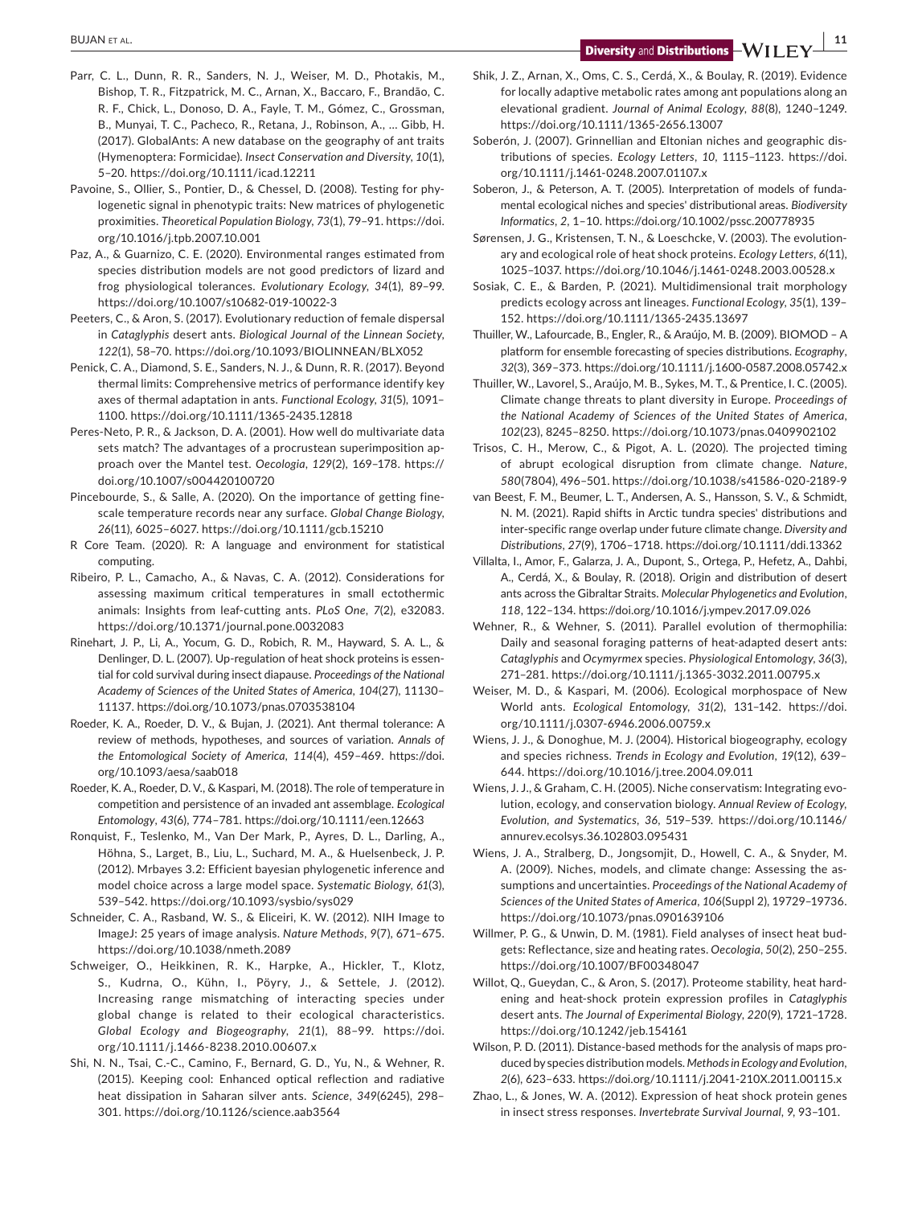Parr, C. L., Dunn, R. R., Sanders, N. J., Weiser, M. D., Photakis, M., Bishop, T. R., Fitzpatrick, M. C., Arnan, X., Baccaro, F., Brandão, C. R. F., Chick, L., Donoso, D. A., Fayle, T. M., Gómez, C., Grossman, B., Munyai, T. C., Pacheco, R., Retana, J., Robinson, A., … Gibb, H. (2017). GlobalAnts: A new database on the geography of ant traits (Hymenoptera: Formicidae). *Insect Conservation and Diversity*, *10*(1), 5–20. https://doi.org/10.1111/icad.12211

Pavoine, S., Ollier, S., Pontier, D., & Chessel, D. (2008). Testing for phylogenetic signal in phenotypic traits: New matrices of phylogenetic proximities. *Theoretical Population Biology*, *73*(1), 79–91. https://doi.org/10.1016/j.tpb.2007.10.001

Paz, A., & Guarnizo, C. E. (2020). Environmental ranges estimated from species distribution models are not good predictors of lizard and frog physiological tolerances. *Evolutionary Ecology*, *34*(1), 89–99. https://doi.org/10.1007/s10682-019-10022-3

Peeters, C., & Aron, S. (2017). Evolutionary reduction of female dispersal in *Cataglyphis* desert ants. *Biological Journal of the Linnean Society*, *122*(1), 58–70. https://doi.org/10.1093/BIOLINNEAN/BLX052

Penick, C. A., Diamond, S. E., Sanders, N. J., & Dunn, R. R. (2017). Beyond thermal limits: Comprehensive metrics of performance identify key axes of thermal adaptation in ants. *Functional Ecology*, *31*(5), 1091–1100. https://doi.org/10.1111/1365-2435.12818

Peres-Neto, P. R., & Jackson, D. A. (2001). How well do multivariate data sets match? The advantages of a procrustean superimposition approach over the Mantel test. *Oecologia*, *129*(2), 169–178. https://doi.org/10.1007/s004420100720

Pincebourde, S., & Salle, A. (2020). On the importance of getting fine-scale temperature records near any surface. *Global Change Biology*, *26*(11), 6025–6027. https://doi.org/10.1111/gcb.15210

R Core Team. (2020). R: A language and environment for statistical computing.

Ribeiro, P. L., Camacho, A., & Navas, C. A. (2012). Considerations for assessing maximum critical temperatures in small ectothermic animals: Insights from leaf-cutting ants. *PLoS One*, *7*(2), e32083. https://doi.org/10.1371/journal.pone.0032083

Rinehart, J. P., Li, A., Yocum, G. D., Robich, R. M., Hayward, S. A. L., & Denlinger, D. L. (2007). Up-regulation of heat shock proteins is essential for cold survival during insect diapause. *Proceedings of the National Academy of Sciences of the United States of America*, *104*(27), 11130–11137. https://doi.org/10.1073/pnas.0703538104

Roeder, K. A., Roeder, D. V., & Bujan, J. (2021). Ant thermal tolerance: A review of methods, hypotheses, and sources of variation. *Annals of the Entomological Society of America*, *114*(4), 459–469. https://doi.org/10.1093/aesa/saab018

Roeder, K. A., Roeder, D. V., & Kaspari, M. (2018). The role of temperature in competition and persistence of an invaded ant assemblage. *Ecological Entomology*, *43*(6), 774–781. https://doi.org/10.1111/een.12663

Ronquist, F., Teslenko, M., Van Der Mark, P., Ayres, D. L., Darling, A., Höhna, S., Larget, B., Liu, L., Suchard, M. A., & Huelsenbeck, J. P. (2012). Mrbayes 3.2: Efficient bayesian phylogenetic inference and model choice across a large model space. *Systematic Biology*, *61*(3), 539–542. https://doi.org/10.1093/sysbio/sys029

Schneider, C. A., Rasband, W. S., & Eliceiri, K. W. (2012). NIH Image to ImageJ: 25 years of image analysis. *Nature Methods*, *9*(7), 671–675. https://doi.org/10.1038/nmeth.2089

Schweiger, O., Heikkinen, R. K., Harpke, A., Hickler, T., Klotz, S., Kudrna, O., Kühn, I., Pöyry, J., & Settele, J. (2012). Increasing range mismatching of interacting species under global change is related to their ecological characteristics. *Global Ecology and Biogeography*, *21*(1), 88–99. https://doi.org/10.1111/j.1466-8238.2010.00607.x

Shi, N. N., Tsai, C.-C., Camino, F., Bernard, G. D., Yu, N., & Wehner, R. (2015). Keeping cool: Enhanced optical reflection and radiative heat dissipation in Saharan silver ants. *Science*, *349*(6245), 298–301. https://doi.org/10.1126/science.aab3564

Shik, J. Z., Arnan, X., Oms, C. S., Cerdá, X., & Boulay, R. (2019). Evidence for locally adaptive metabolic rates among ant populations along an elevational gradient. *Journal of Animal Ecology*, *88*(8), 1240–1249. https://doi.org/10.1111/1365-2656.13007

Soberón, J. (2007). Grinnellian and Eltonian niches and geographic distributions of species. *Ecology Letters*, *10*, 1115–1123. https://doi.org/10.1111/j.1461-0248.2007.01107.x

Soberon, J., & Peterson, A. T. (2005). Interpretation of models of fundamental ecological niches and species' distributional areas. *Biodiversity Informatics*, *2*, 1–10. https://doi.org/10.1002/pssc.200778935

Sørensen, J. G., Kristensen, T. N., & Loeschcke, V. (2003). The evolutionary and ecological role of heat shock proteins. *Ecology Letters*, *6*(11), 1025–1037. https://doi.org/10.1046/j.1461-0248.2003.00528.x

Sosiak, C. E., & Barden, P. (2021). Multidimensional trait morphology predicts ecology across ant lineages. *Functional Ecology*, *35*(1), 139–152. https://doi.org/10.1111/1365-2435.13697

Thuiller, W., Lafourcade, B., Engler, R., & Araújo, M. B. (2009). BIOMOD – A platform for ensemble forecasting of species distributions. *Ecography*, *32*(3), 369–373. https://doi.org/10.1111/j.1600-0587.2008.05742.x

Thuiller, W., Lavorel, S., Araújo, M. B., Sykes, M. T., & Prentice, I. C. (2005). Climate change threats to plant diversity in Europe. *Proceedings of the National Academy of Sciences of the United States of America*, *102*(23), 8245–8250. https://doi.org/10.1073/pnas.0409902102

Trisos, C. H., Merow, C., & Pigot, A. L. (2020). The projected timing of abrupt ecological disruption from climate change. *Nature*, *580*(7804), 496–501. https://doi.org/10.1038/s41586-020-2189-9

van Beest, F. M., Beumer, L. T., Andersen, A. S., Hansson, S. V., & Schmidt, N. M. (2021). Rapid shifts in Arctic tundra species' distributions and inter-specific range overlap under future climate change. *Diversity and Distributions*, *27*(9), 1706–1718. https://doi.org/10.1111/ddi.13362

Villalta, I., Amor, F., Galarza, J. A., Dupont, S., Ortega, P., Hefetz, A., Dahbi, A., Cerdá, X., & Boulay, R. (2018). Origin and distribution of desert ants across the Gibraltar Straits. *Molecular Phylogenetics and Evolution*, *118*, 122–134. https://doi.org/10.1016/j.ympev.2017.09.026

Wehner, R., & Wehner, S. (2011). Parallel evolution of thermophilia: Daily and seasonal foraging patterns of heat-adapted desert ants: *Cataglyphis* and *Ocymyrmex* species. *Physiological Entomology*, *36*(3), 271–281. https://doi.org/10.1111/j.1365-3032.2011.00795.x

Weiser, M. D., & Kaspari, M. (2006). Ecological morphospace of New World ants. *Ecological Entomology*, *31*(2), 131–142. https://doi.org/10.1111/j.0307-6946.2006.00759.x

Wiens, J. J., & Donoghue, M. J. (2004). Historical biogeography, ecology and species richness. *Trends in Ecology and Evolution*, *19*(12), 639–644. https://doi.org/10.1016/j.tree.2004.09.011

Wiens, J. J., & Graham, C. H. (2005). Niche conservatism: Integrating evolution, ecology, and conservation biology. *Annual Review of Ecology, Evolution, and Systematics*, *36*, 519–539. https://doi.org/10.1146/annurev.ecolsys.36.102803.095431

Wiens, J. A., Stralberg, D., Jongsomjit, D., Howell, C. A., & Snyder, M. A. (2009). Niches, models, and climate change: Assessing the assumptions and uncertainties. *Proceedings of the National Academy of Sciences of the United States of America*, *106*(Suppl 2), 19729–19736. https://doi.org/10.1073/pnas.0901639106

Willmer, P. G., & Unwin, D. M. (1981). Field analyses of insect heat budgets: Reflectance, size and heating rates. *Oecologia*, *50*(2), 250–255. https://doi.org/10.1007/BF00348047

Willot, Q., Gueydan, C., & Aron, S. (2017). Proteome stability, heat hardening and heat-shock protein expression profiles in *Cataglyphis* desert ants. *The Journal of Experimental Biology*, *220*(9), 1721–1728. https://doi.org/10.1242/jeb.154161

Wilson, P. D. (2011). Distance-based methods for the analysis of maps produced by species distribution models. *Methods in Ecology and Evolution*, *2*(6), 623–633. https://doi.org/10.1111/j.2041-210X.2011.00115.x

Zhao, L., & Jones, W. A. (2012). Expression of heat shock protein genes in insect stress responses. *Invertebrate Survival Journal*, *9*, 93–101.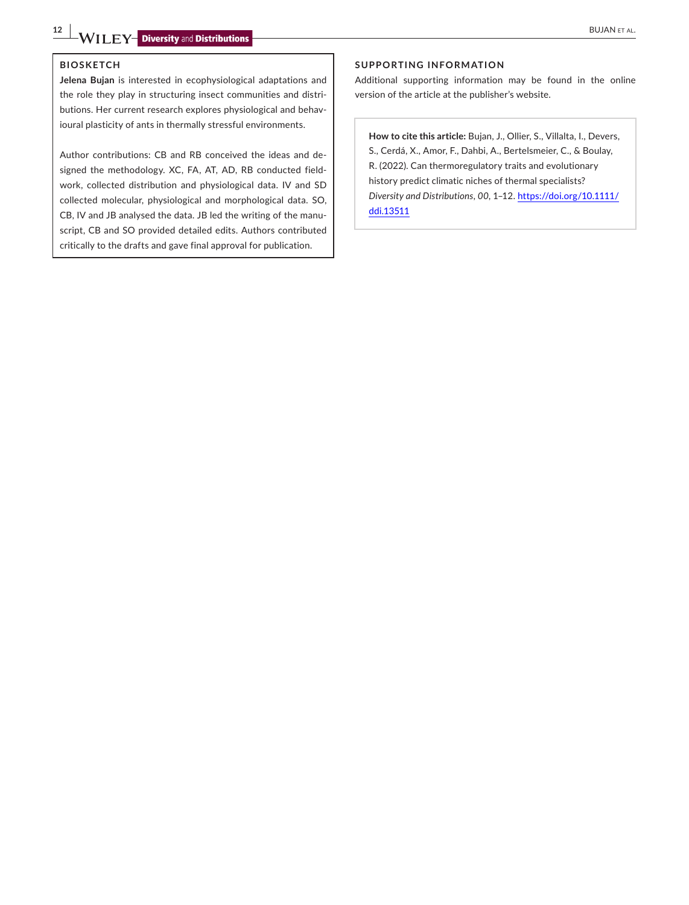## BIOSKETCH

**Jelena Bujan** is interested in ecophysiological adaptations and the role they play in structuring insect communities and distributions. Her current research explores physiological and behavioural plasticity of ants in thermally stressful environments.

Author contributions: CB and RB conceived the ideas and designed the methodology. XC, FA, AT, AD, RB conducted fieldwork, collected distribution and physiological data. IV and SD collected molecular, physiological and morphological data. SO, CB, IV and JB analysed the data. JB led the writing of the manuscript, CB and SO provided detailed edits. Authors contributed critically to the drafts and gave final approval for publication.

## SUPPORTING INFORMATION

Additional supporting information may be found in the online version of the article at the publisher's website.

**How to cite this article:** Bujan, J., Ollier, S., Villalta, I., Devers, S., Cerdá, X., Amor, F., Dahbi, A., Bertelsmeier, C., & Boulay, R. (2022). Can thermoregulatory traits and evolutionary history predict climatic niches of thermal specialists? *Diversity and Distributions*, *00*, 1–12. https://doi.org/10.1111/ddi.13511